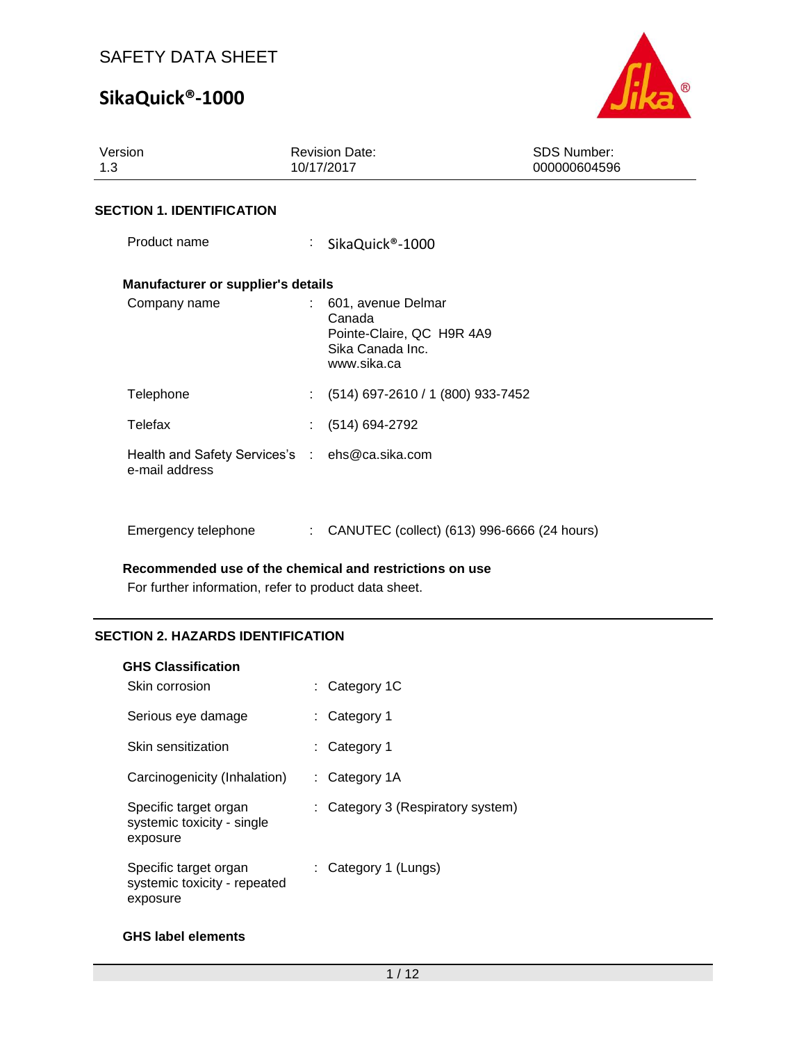SAFETY DATA SHEET

# SikaQuick®-1000

| Version | Revision Date: | SDS Number: |
| --- | --- | --- |
| 1.3 | 10/17/2017 | 000000604596 |

## SECTION 1. IDENTIFICATION

Product name : SikaQuick®-1000

### Manufacturer or supplier's details

Company name : 601, avenue Delmar
Canada
Pointe-Claire, QC H9R 4A9
Sika Canada Inc.
www.sika.ca

Telephone : (514) 697-2610 / 1 (800) 933-7452

Telefax : (514) 694-2792

Health and Safety Services's e-mail address : ehs@ca.sika.com

Emergency telephone : CANUTEC (collect) (613) 996-6666 (24 hours)

### Recommended use of the chemical and restrictions on use

For further information, refer to product data sheet.

## SECTION 2. HAZARDS IDENTIFICATION

### GHS Classification

Skin corrosion : Category 1C

Serious eye damage : Category 1

Skin sensitization : Category 1

Carcinogenicity (Inhalation) : Category 1A

Specific target organ systemic toxicity - single exposure : Category 3 (Respiratory system)

Specific target organ systemic toxicity - repeated exposure : Category 1 (Lungs)

### GHS label elements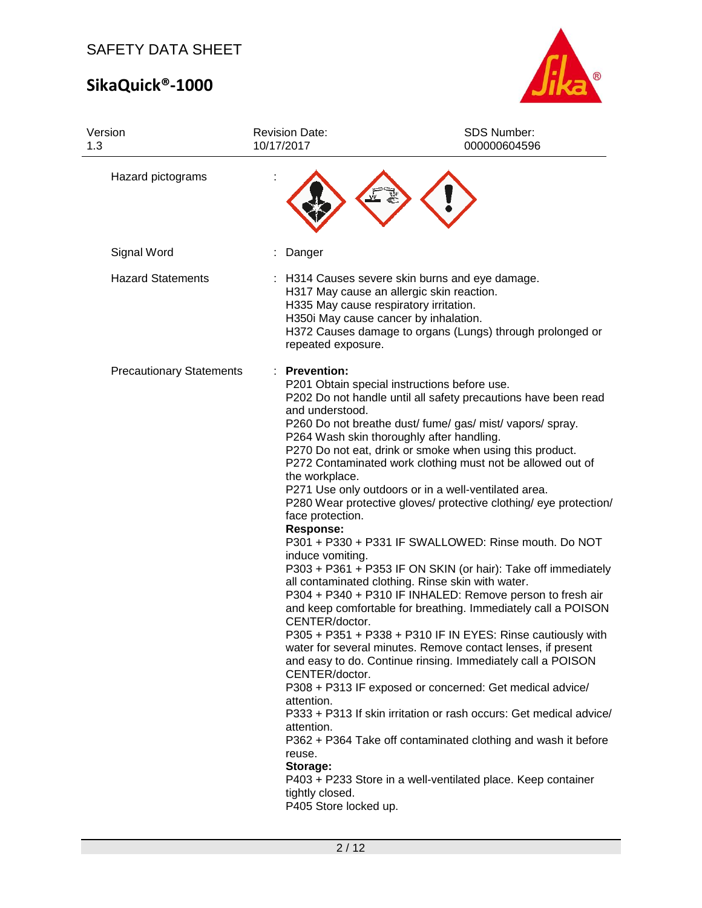| | | |
|---|---|---|
| Hazard pictograms | : | |
| Signal Word | : | Danger |
| Hazard Statements | : | H314 Causes severe skin burns and eye damage.<br>H317 May cause an allergic skin reaction.<br>H335 May cause respiratory irritation.<br>H350i May cause cancer by inhalation.<br>H372 Causes damage to organs (Lungs) through prolonged or repeated exposure. |
| Precautionary Statements | : | **Prevention:**<br>P201 Obtain special instructions before use.<br>P202 Do not handle until all safety precautions have been read and understood.<br>P260 Do not breathe dust/ fume/ gas/ mist/ vapors/ spray.<br>P264 Wash skin thoroughly after handling.<br>P270 Do not eat, drink or smoke when using this product.<br>P272 Contaminated work clothing must not be allowed out of the workplace.<br>P271 Use only outdoors or in a well-ventilated area.<br>P280 Wear protective gloves/ protective clothing/ eye protection/ face protection.<br>**Response:**<br>P301 + P330 + P331 IF SWALLOWED: Rinse mouth. Do NOT induce vomiting.<br>P303 + P361 + P353 IF ON SKIN (or hair): Take off immediately all contaminated clothing. Rinse skin with water.<br>P304 + P340 + P310 IF INHALED: Remove person to fresh air and keep comfortable for breathing. Immediately call a POISON CENTER/doctor.<br>P305 + P351 + P338 + P310 IF IN EYES: Rinse cautiously with water for several minutes. Remove contact lenses, if present and easy to do. Continue rinsing. Immediately call a POISON CENTER/doctor.<br>P308 + P313 IF exposed or concerned: Get medical advice/ attention.<br>P333 + P313 If skin irritation or rash occurs: Get medical advice/ attention.<br>P362 + P364 Take off contaminated clothing and wash it before reuse.<br>**Storage:**<br>P403 + P233 Store in a well-ventilated place. Keep container tightly closed.<br>P405 Store locked up. |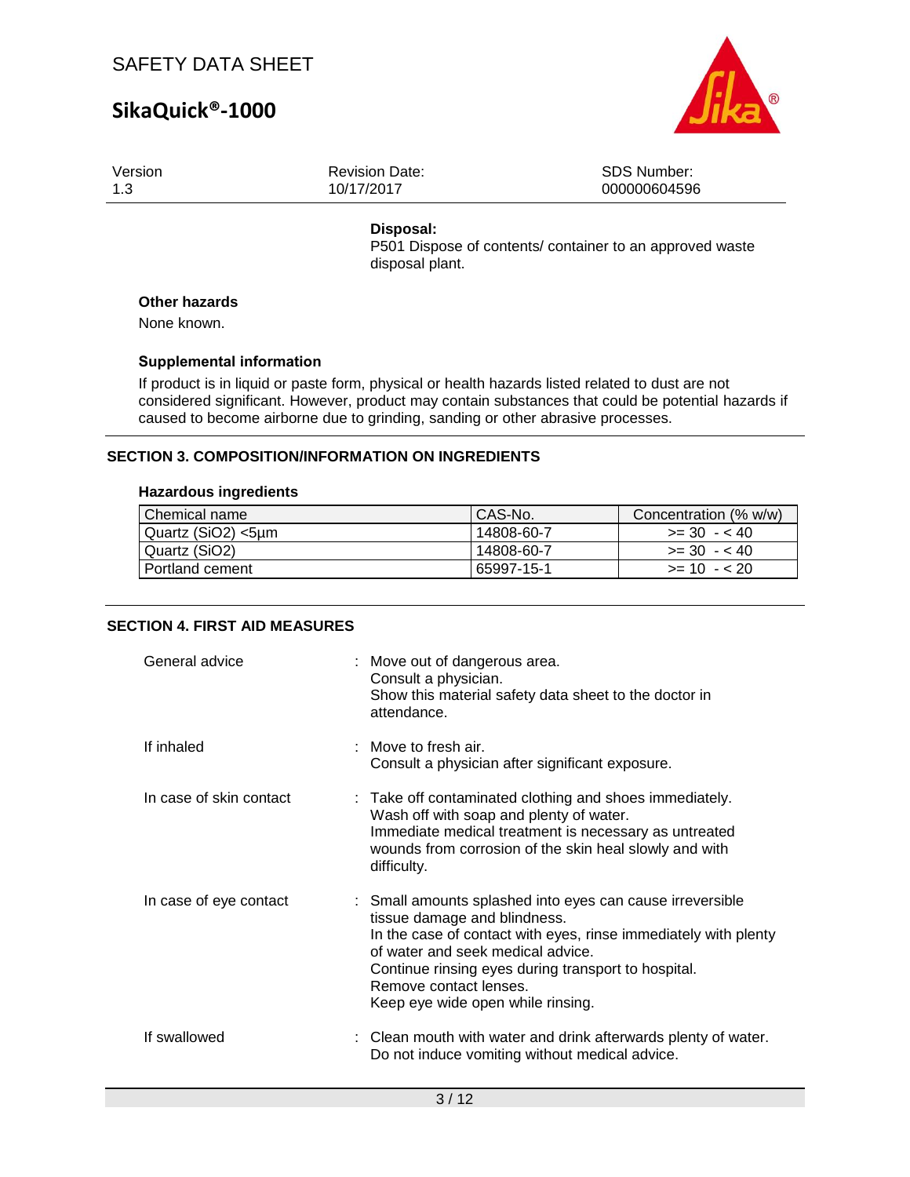**Disposal:**

P501 Dispose of contents/ container to an approved waste disposal plant.

### Other hazards

None known.

### Supplemental information

If product is in liquid or paste form, physical or health hazards listed related to dust are not considered significant. However, product may contain substances that could be potential hazards if caused to become airborne due to grinding, sanding or other abrasive processes.

## SECTION 3. COMPOSITION/INFORMATION ON INGREDIENTS

### Hazardous ingredients

| Chemical name | CAS-No. | Concentration (% w/w) |
|---|---|---|
| Quartz ($SiO_2$) <5µm | 14808-60-7 | >= 30 - < 40 |
| Quartz ($SiO_2$) | 14808-60-7 | >= 30 - < 40 |
| Portland cement | 65997-15-1 | >= 10 - < 20 |

## SECTION 4. FIRST AID MEASURES

**General advice** : Move out of dangerous area.
Consult a physician.
Show this material safety data sheet to the doctor in attendance.

**If inhaled** : Move to fresh air.
Consult a physician after significant exposure.

**In case of skin contact** : Take off contaminated clothing and shoes immediately.
Wash off with soap and plenty of water.
Immediate medical treatment is necessary as untreated wounds from corrosion of the skin heal slowly and with difficulty.

**In case of eye contact** : Small amounts splashed into eyes can cause irreversible tissue damage and blindness.
In the case of contact with eyes, rinse immediately with plenty of water and seek medical advice.
Continue rinsing eyes during transport to hospital.
Remove contact lenses.
Keep eye wide open while rinsing.

**If swallowed** : Clean mouth with water and drink afterwards plenty of water.
Do not induce vomiting without medical advice.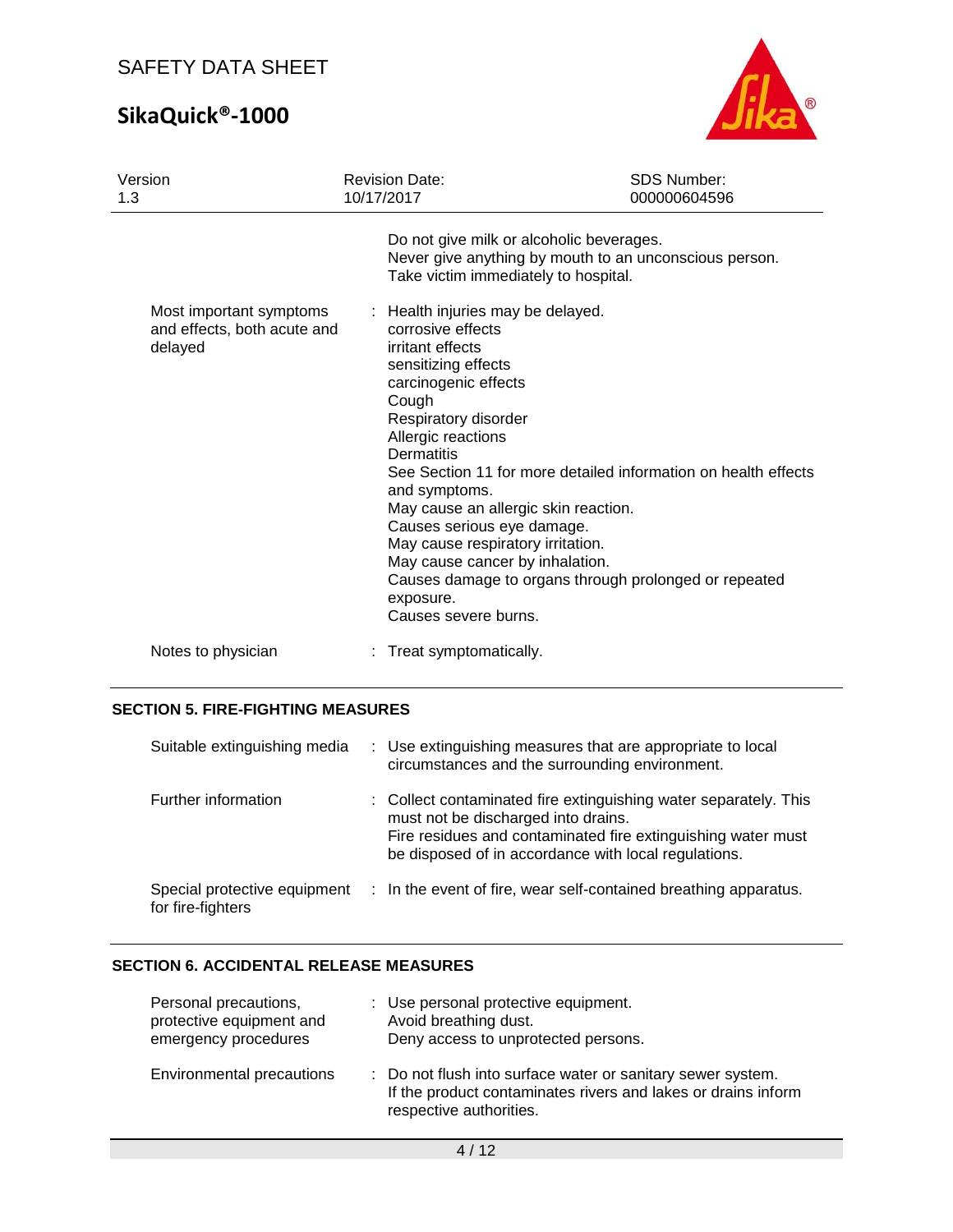Do not give milk or alcoholic beverages.
Never give anything by mouth to an unconscious person.
Take victim immediately to hospital.

| | |
|---|---|
| Most important symptoms and effects, both acute and delayed | Health injuries may be delayed.<br>corrosive effects<br>irritant effects<br>sensitizing effects<br>carcinogenic effects<br>Cough<br>Respiratory disorder<br>Allergic reactions<br>Dermatitis<br>See Section 11 for more detailed information on health effects and symptoms.<br>May cause an allergic skin reaction.<br>Causes serious eye damage.<br>May cause respiratory irritation.<br>May cause cancer by inhalation.<br>Causes damage to organs through prolonged or repeated exposure.<br>Causes severe burns. |
| Notes to physician | Treat symptomatically. |

## SECTION 5. FIRE-FIGHTING MEASURES

| | |
|---|---|
| Suitable extinguishing media | Use extinguishing measures that are appropriate to local circumstances and the surrounding environment. |
| Further information | Collect contaminated fire extinguishing water separately. This must not be discharged into drains.<br>Fire residues and contaminated fire extinguishing water must be disposed of in accordance with local regulations. |
| Special protective equipment for fire-fighters | In the event of fire, wear self-contained breathing apparatus. |

## SECTION 6. ACCIDENTAL RELEASE MEASURES

| | |
|---|---|
| Personal precautions, protective equipment and emergency procedures | Use personal protective equipment.<br>Avoid breathing dust.<br>Deny access to unprotected persons. |
| Environmental precautions | Do not flush into surface water or sanitary sewer system.<br>If the product contaminates rivers and lakes or drains inform respective authorities. |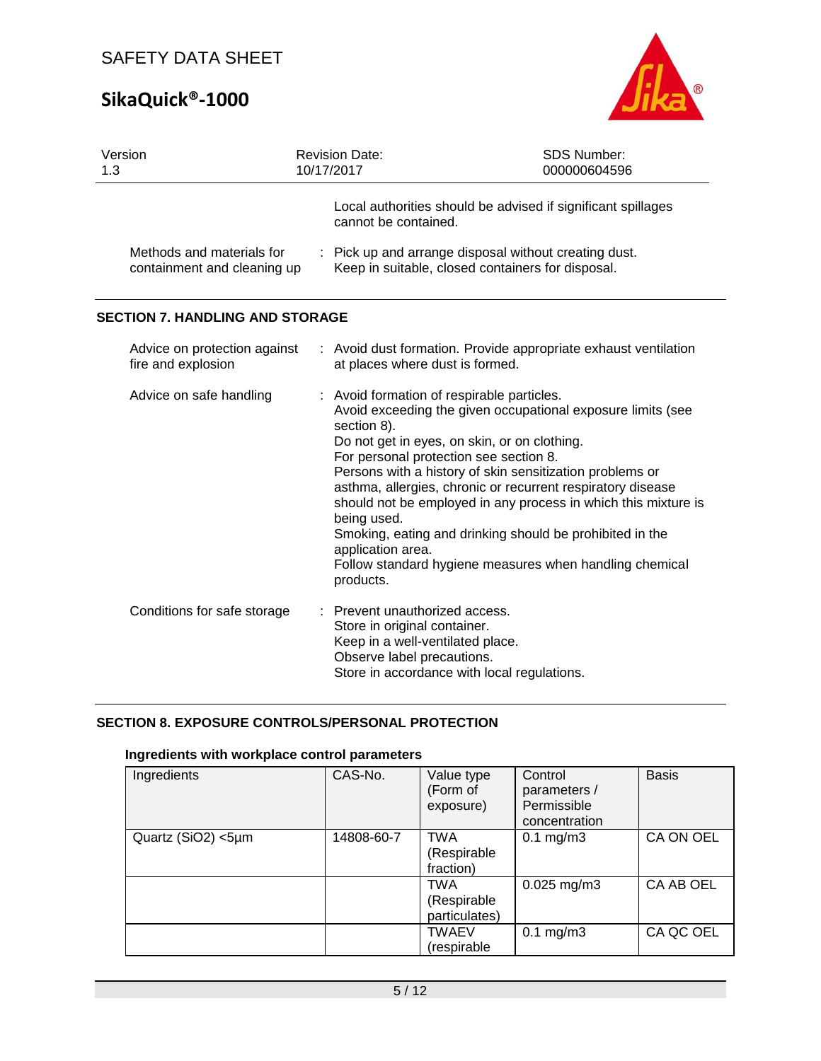| | |
|---|---|
| | Local authorities should be advised if significant spillages cannot be contained. |
| Methods and materials for containment and cleaning up | : Pick up and arrange disposal without creating dust. Keep in suitable, closed containers for disposal. |

## SECTION 7. HANDLING AND STORAGE

| | |
|---|---|
| Advice on protection against fire and explosion | : Avoid dust formation. Provide appropriate exhaust ventilation at places where dust is formed. |
| Advice on safe handling | : Avoid formation of respirable particles. Avoid exceeding the given occupational exposure limits (see section 8). Do not get in eyes, on skin, or on clothing. For personal protection see section 8. Persons with a history of skin sensitization problems or asthma, allergies, chronic or recurrent respiratory disease should not be employed in any process in which this mixture is being used. Smoking, eating and drinking should be prohibited in the application area. Follow standard hygiene measures when handling chemical products. |
| Conditions for safe storage | : Prevent unauthorized access. Store in original container. Keep in a well-ventilated place. Observe label precautions. Store in accordance with local regulations. |

## SECTION 8. EXPOSURE CONTROLS/PERSONAL PROTECTION

### Ingredients with workplace control parameters

| Ingredients | CAS-No. | Value type (Form of exposure) | Control parameters / Permissible concentration | Basis |
|---|---|---|---|---|
| Quartz ($SiO_2$) <5µm | 14808-60-7 | TWA (Respirable fraction) | 0.1 mg/m3 | CA ON OEL |
| | | TWA (Respirable particulates) | 0.025 mg/m3 | CA AB OEL |
| | | TWAEV (respirable | 0.1 mg/m3 | CA QC OEL |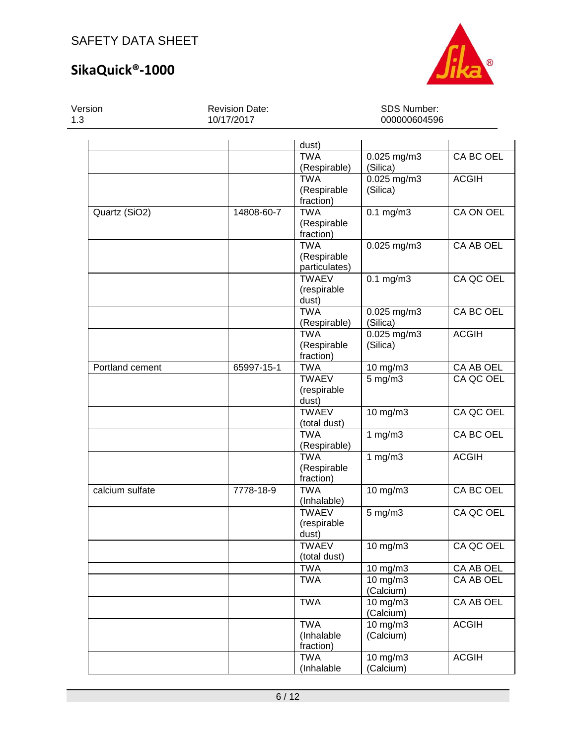| | | dust) | | |
|---|---|---|---|---|
| | | TWA (Respirable) | 0.025 mg/m3 (Silica) | CA BC OEL |
| | | TWA (Respirable fraction) | 0.025 mg/m3 (Silica) | ACGIH |
| Quartz ($SiO_2$) | 14808-60-7 | TWA (Respirable fraction) | 0.1 mg/m3 | CA ON OEL |
| | | TWA (Respirable particulates) | 0.025 mg/m3 | CA AB OEL |
| | | TWAEV (respirable dust) | 0.1 mg/m3 | CA QC OEL |
| | | TWA (Respirable) | 0.025 mg/m3 (Silica) | CA BC OEL |
| | | TWA (Respirable fraction) | 0.025 mg/m3 (Silica) | ACGIH |
| Portland cement | 65997-15-1 | TWA | 10 mg/m3 | CA AB OEL |
| | | TWAEV (respirable dust) | 5 mg/m3 | CA QC OEL |
| | | TWAEV (total dust) | 10 mg/m3 | CA QC OEL |
| | | TWA (Respirable) | 1 mg/m3 | CA BC OEL |
| | | TWA (Respirable fraction) | 1 mg/m3 | ACGIH |
| calcium sulfate | 7778-18-9 | TWA (Inhalable) | 10 mg/m3 | CA BC OEL |
| | | TWAEV (respirable dust) | 5 mg/m3 | CA QC OEL |
| | | TWAEV (total dust) | 10 mg/m3 | CA QC OEL |
| | | TWA | 10 mg/m3 | CA AB OEL |
| | | TWA | 10 mg/m3 (Calcium) | CA AB OEL |
| | | TWA | 10 mg/m3 (Calcium) | CA AB OEL |
| | | TWA (Inhalable fraction) | 10 mg/m3 (Calcium) | ACGIH |
| | | TWA (Inhalable | 10 mg/m3 (Calcium) | ACGIH |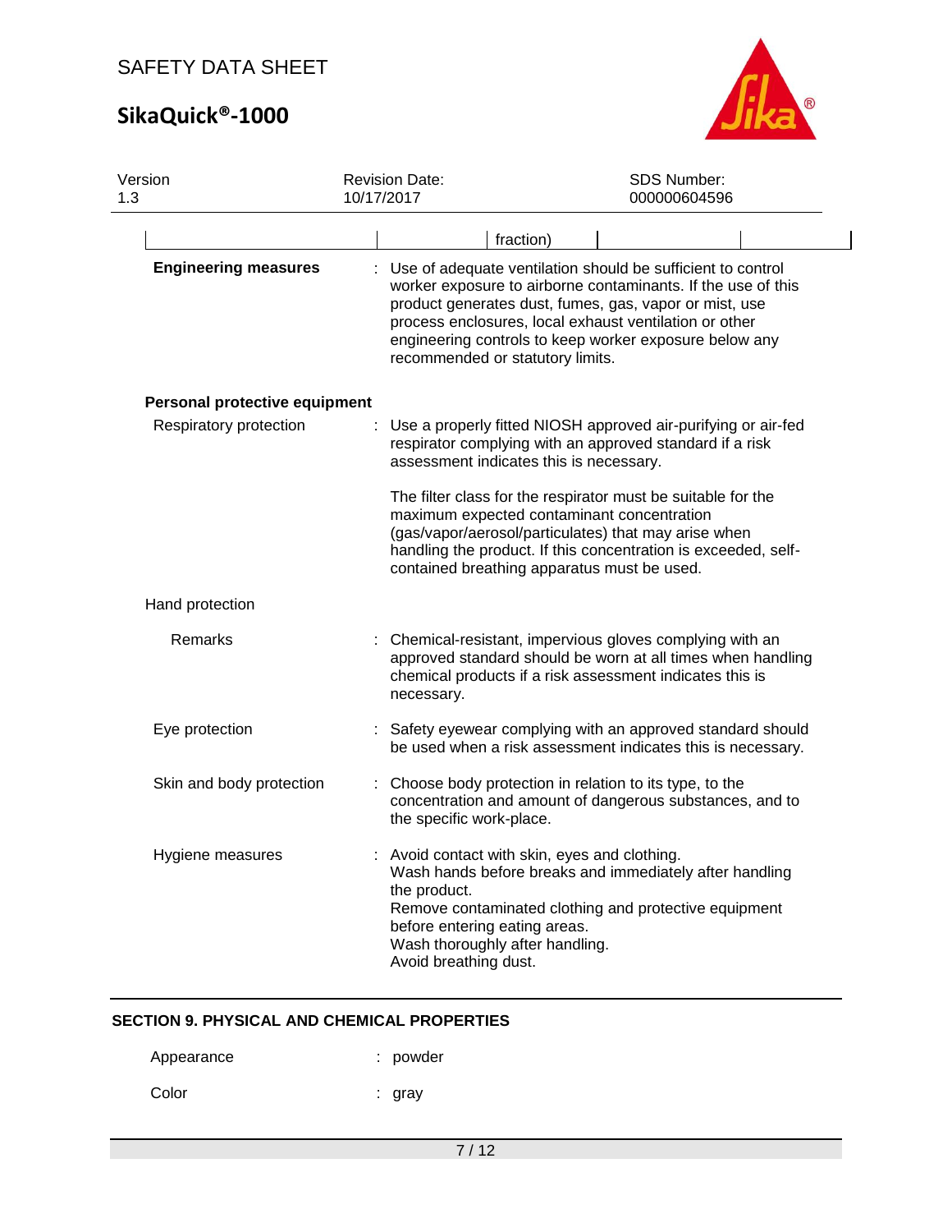| | | fraction) | | |
|---|---|---|---|---|

**Engineering measures** : Use of adequate ventilation should be sufficient to control worker exposure to airborne contaminants. If the use of this product generates dust, fumes, gas, vapor or mist, use process enclosures, local exhaust ventilation or other engineering controls to keep worker exposure below any recommended or statutory limits.

**Personal protective equipment**

Respiratory protection : Use a properly fitted NIOSH approved air-purifying or air-fed respirator complying with an approved standard if a risk assessment indicates this is necessary.

The filter class for the respirator must be suitable for the maximum expected contaminant concentration (gas/vapor/aerosol/particulates) that may arise when handling the product. If this concentration is exceeded, self-contained breathing apparatus must be used.

Hand protection

Remarks : Chemical-resistant, impervious gloves complying with an approved standard should be worn at all times when handling chemical products if a risk assessment indicates this is necessary.

Eye protection : Safety eyewear complying with an approved standard should be used when a risk assessment indicates this is necessary.

Skin and body protection : Choose body protection in relation to its type, to the concentration and amount of dangerous substances, and to the specific work-place.

Hygiene measures : Avoid contact with skin, eyes and clothing.
Wash hands before breaks and immediately after handling the product.
Remove contaminated clothing and protective equipment before entering eating areas.
Wash thoroughly after handling.
Avoid breathing dust.

## SECTION 9. PHYSICAL AND CHEMICAL PROPERTIES

Appearance : powder

Color : gray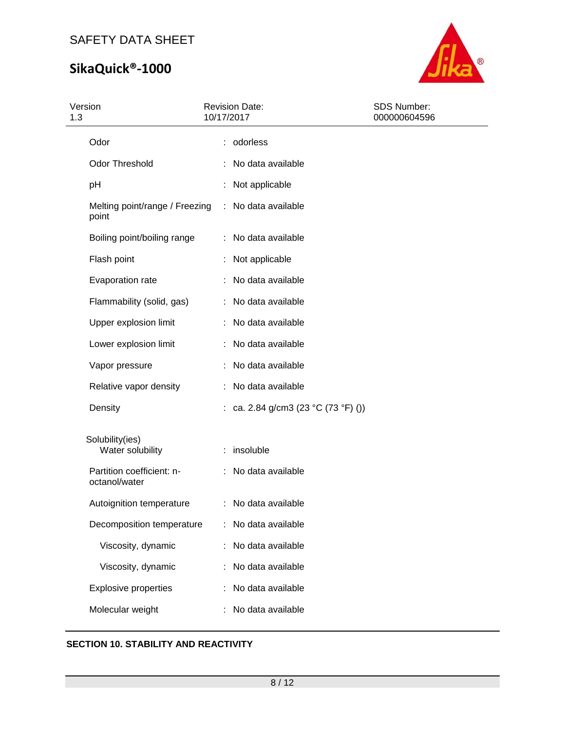| | | |
|---|---|---|
| Odor | : | odorless |
| Odor Threshold | : | No data available |
| pH | : | Not applicable |
| Melting point/range / Freezing point | : | No data available |
| Boiling point/boiling range | : | No data available |
| Flash point | : | Not applicable |
| Evaporation rate | : | No data available |
| Flammability (solid, gas) | : | No data available |
| Upper explosion limit | : | No data available |
| Lower explosion limit | : | No data available |
| Vapor pressure | : | No data available |
| Relative vapor density | : | No data available |
| Density | : | ca. 2.84 g/cm3 (23 °C (73 °F) ()) |
| Solubility(ies) | | |
| Water solubility | : | insoluble |
| Partition coefficient: n-octanol/water | : | No data available |
| Autoignition temperature | : | No data available |
| Decomposition temperature | : | No data available |
| Viscosity, dynamic | : | No data available |
| Viscosity, dynamic | : | No data available |
| Explosive properties | : | No data available |
| Molecular weight | : | No data available |

## SECTION 10. STABILITY AND REACTIVITY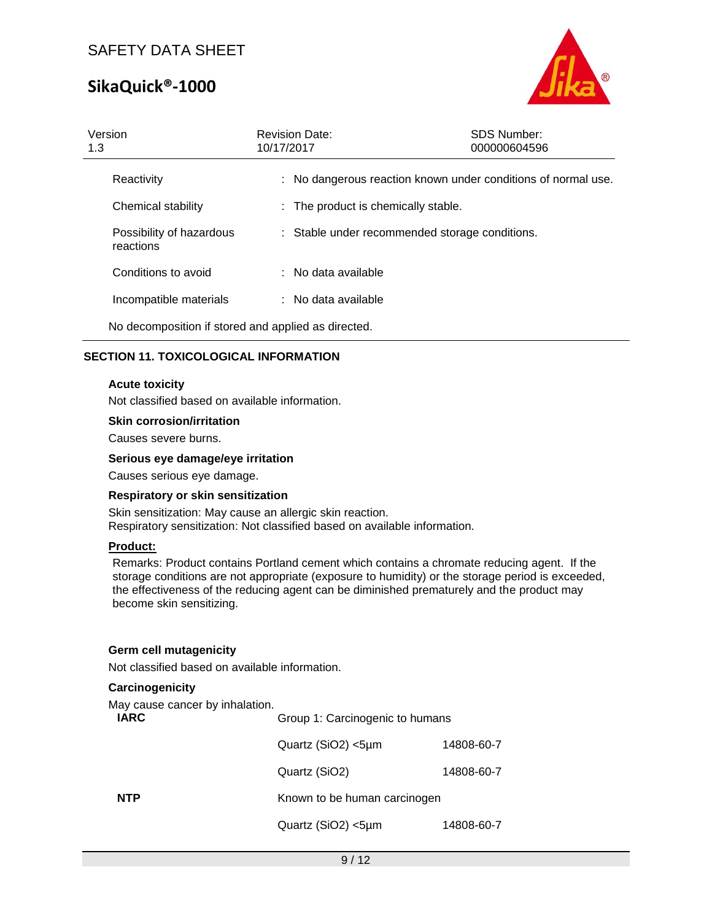| | | |
|---|---|---|
| Reactivity | : | No dangerous reaction known under conditions of normal use. |
| Chemical stability | : | The product is chemically stable. |
| Possibility of hazardous reactions | : | Stable under recommended storage conditions. |
| Conditions to avoid | : | No data available |
| Incompatible materials | : | No data available |

No decomposition if stored and applied as directed.

## SECTION 11. TOXICOLOGICAL INFORMATION

**Acute toxicity**

Not classified based on available information.

**Skin corrosion/irritation**

Causes severe burns.

**Serious eye damage/eye irritation**

Causes serious eye damage.

**Respiratory or skin sensitization**

Skin sensitization: May cause an allergic skin reaction.
Respiratory sensitization: Not classified based on available information.

**Product:**

Remarks: Product contains Portland cement which contains a chromate reducing agent. If the storage conditions are not appropriate (exposure to humidity) or the storage period is exceeded, the effectiveness of the reducing agent can be diminished prematurely and the product may become skin sensitizing.

**Germ cell mutagenicity**

Not classified based on available information.

**Carcinogenicity**

May cause cancer by inhalation.

| | | |
|---|---|---|
| **IARC** | Group 1: Carcinogenic to humans | |
| | Quartz ($SiO_2$) <5µm | 14808-60-7 |
| | Quartz ($SiO_2$) | 14808-60-7 |
| **NTP** | Known to be human carcinogen | |
| | Quartz ($SiO_2$) <5µm | 14808-60-7 |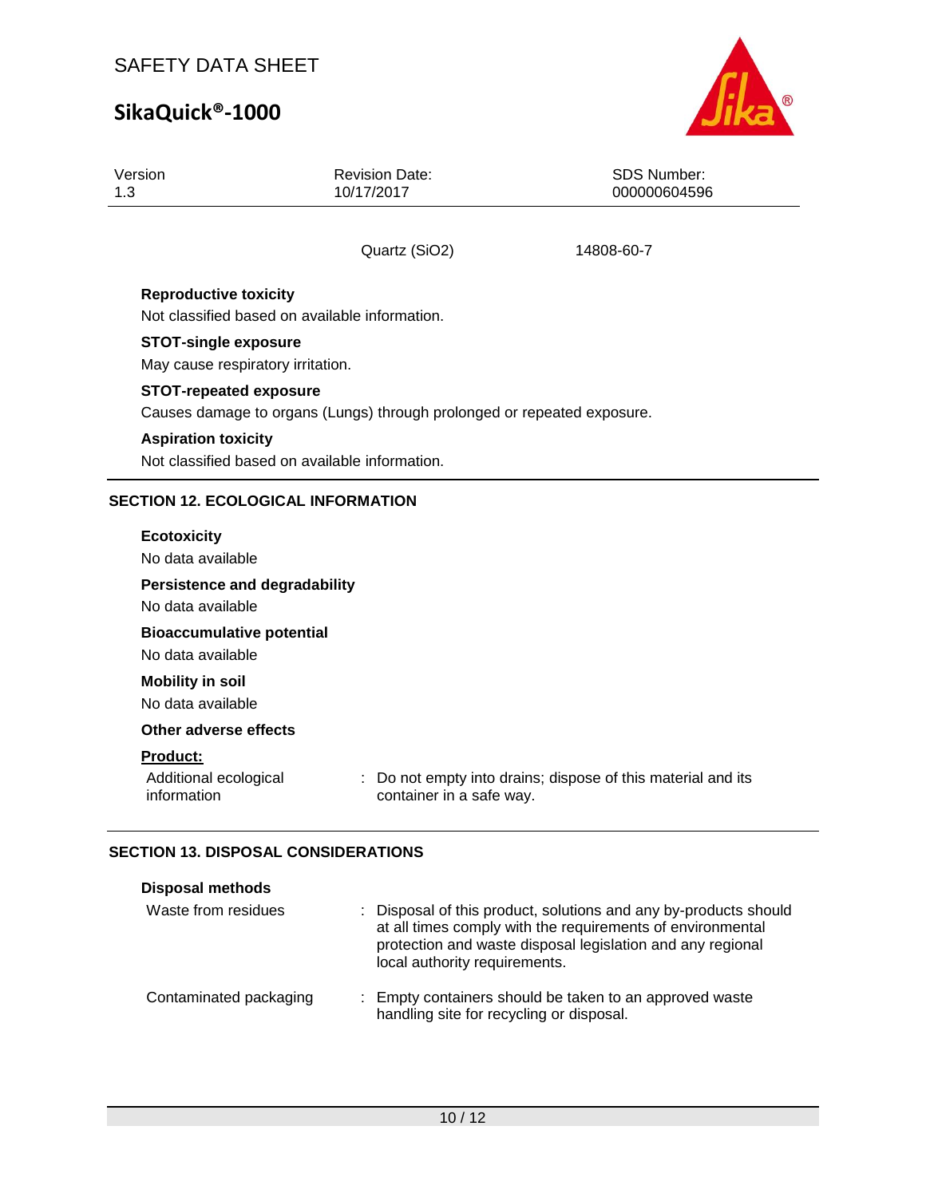| | Quartz ($SiO_2$) | 14808-60-7 |
|---|---|---|

**Reproductive toxicity**

Not classified based on available information.

**STOT-single exposure**

May cause respiratory irritation.

**STOT-repeated exposure**

Causes damage to organs (Lungs) through prolonged or repeated exposure.

**Aspiration toxicity**

Not classified based on available information.

## SECTION 12. ECOLOGICAL INFORMATION

**Ecotoxicity**

No data available

**Persistence and degradability**

No data available

**Bioaccumulative potential**

No data available

**Mobility in soil**

No data available

**Other adverse effects**

**Product:**

| | | |
|---|---|---|
| Additional ecological information | : | Do not empty into drains; dispose of this material and its container in a safe way. |

## SECTION 13. DISPOSAL CONSIDERATIONS

**Disposal methods**

| | | |
|---|---|---|
| Waste from residues | : | Disposal of this product, solutions and any by-products should at all times comply with the requirements of environmental protection and waste disposal legislation and any regional local authority requirements. |
| Contaminated packaging | : | Empty containers should be taken to an approved waste handling site for recycling or disposal. |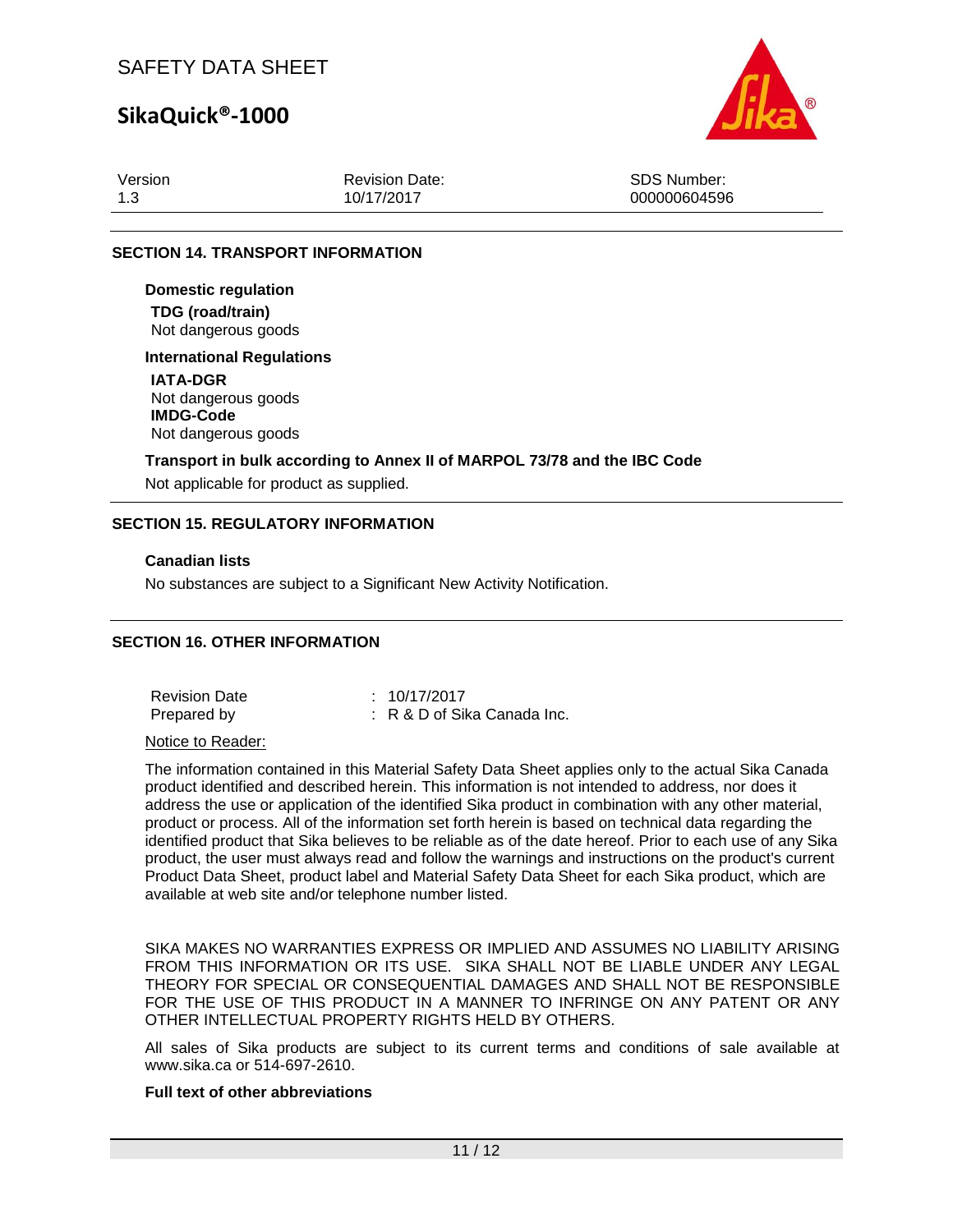## SECTION 14. TRANSPORT INFORMATION

**Domestic regulation**

**TDG (road/train)**
Not dangerous goods

**International Regulations**

**IATA-DGR**
Not dangerous goods

**IMDG-Code**
Not dangerous goods

**Transport in bulk according to Annex II of MARPOL 73/78 and the IBC Code**

Not applicable for product as supplied.

## SECTION 15. REGULATORY INFORMATION

**Canadian lists**

No substances are subject to a Significant New Activity Notification.

## SECTION 16. OTHER INFORMATION

| | |
|---|---|
| Revision Date | : 10/17/2017 |
| Prepared by | : R & D of Sika Canada Inc. |

Notice to Reader:

The information contained in this Material Safety Data Sheet applies only to the actual Sika Canada product identified and described herein. This information is not intended to address, nor does it address the use or application of the identified Sika product in combination with any other material, product or process. All of the information set forth herein is based on technical data regarding the identified product that Sika believes to be reliable as of the date hereof. Prior to each use of any Sika product, the user must always read and follow the warnings and instructions on the product's current Product Data Sheet, product label and Material Safety Data Sheet for each Sika product, which are available at web site and/or telephone number listed.

SIKA MAKES NO WARRANTIES EXPRESS OR IMPLIED AND ASSUMES NO LIABILITY ARISING FROM THIS INFORMATION OR ITS USE. SIKA SHALL NOT BE LIABLE UNDER ANY LEGAL THEORY FOR SPECIAL OR CONSEQUENTIAL DAMAGES AND SHALL NOT BE RESPONSIBLE FOR THE USE OF THIS PRODUCT IN A MANNER TO INFRINGE ON ANY PATENT OR ANY OTHER INTELLECTUAL PROPERTY RIGHTS HELD BY OTHERS.

All sales of Sika products are subject to its current terms and conditions of sale available at www.sika.ca or 514-697-2610.

**Full text of other abbreviations**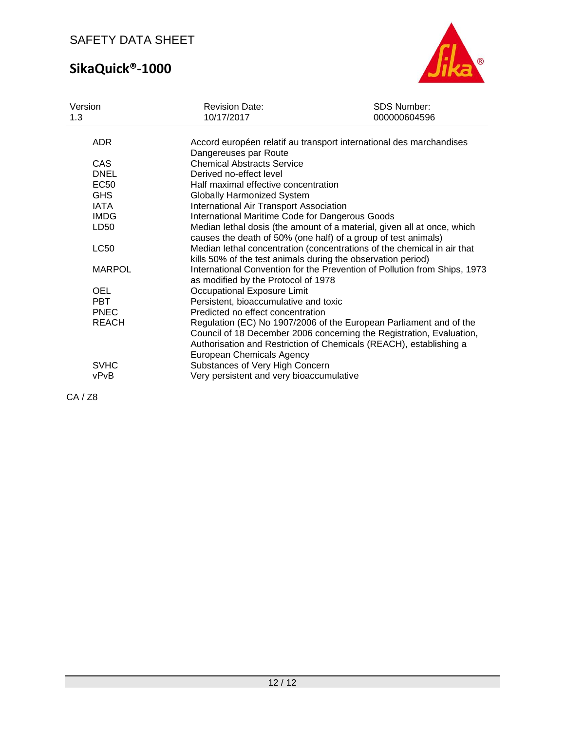| | |
|---|---|
| ADR | Accord européen relatif au transport international des marchandises Dangereuses par Route |
| CAS | Chemical Abstracts Service |
| DNEL | Derived no-effect level |
| EC50 | Half maximal effective concentration |
| GHS | Globally Harmonized System |
| IATA | International Air Transport Association |
| IMDG | International Maritime Code for Dangerous Goods |
| LD50 | Median lethal dosis (the amount of a material, given all at once, which causes the death of 50% (one half) of a group of test animals) |
| LC50 | Median lethal concentration (concentrations of the chemical in air that kills 50% of the test animals during the observation period) |
| MARPOL | International Convention for the Prevention of Pollution from Ships, 1973 as modified by the Protocol of 1978 |
| OEL | Occupational Exposure Limit |
| PBT | Persistent, bioaccumulative and toxic |
| PNEC | Predicted no effect concentration |
| REACH | Regulation (EC) No 1907/2006 of the European Parliament and of the Council of 18 December 2006 concerning the Registration, Evaluation, Authorisation and Restriction of Chemicals (REACH), establishing a European Chemicals Agency |
| SVHC | Substances of Very High Concern |
| vPvB | Very persistent and very bioaccumulative |

CA / Z8